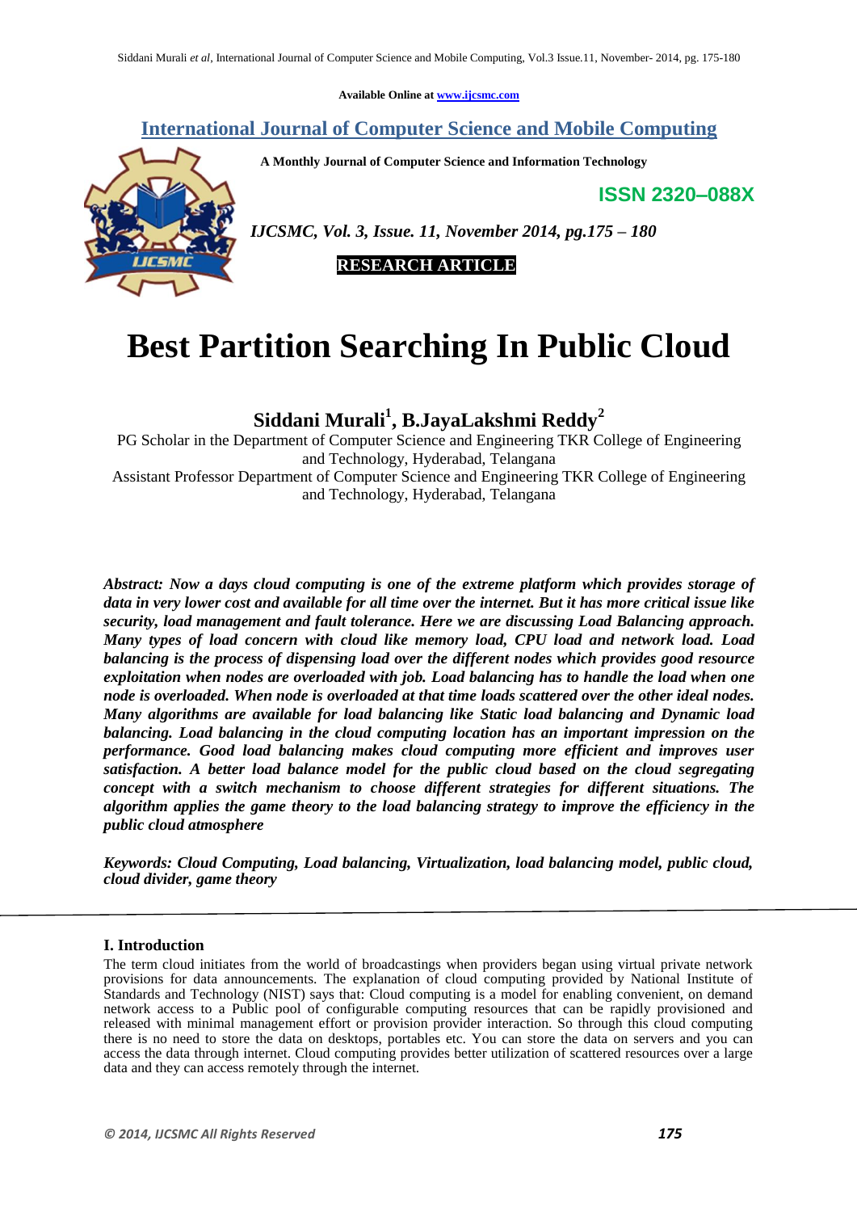Available Online at www.ijcsmc.com

# International Journal of Computer Science and Mobile Computing

**A Monthly Journal of Computer Science and Information Technology**

**ISSN 2320–088X**

*IJCSMC, Vol. 3, Issue. 11, November 2014, pg.175 – 180*

**RESEARCH ARTICLE**

# Best Partition Searching In Public Cloud

**Siddani Murali[1], B.JayaLakshmi Reddy[2]**

PG Scholar in the Department of Computer Science and Engineering TKR College of Engineering and Technology, Hyderabad, Telangana

Assistant Professor Department of Computer Science and Engineering TKR College of Engineering and Technology, Hyderabad, Telangana

***Abstract:** Now a days cloud computing is one of the extreme platform which provides storage of data in very lower cost and available for all time over the internet. But it has more critical issue like security, load management and fault tolerance. Here we are discussing Load Balancing approach. Many types of load concern with cloud like memory load, CPU load and network load. Load balancing is the process of dispensing load over the different nodes which provides good resource exploitation when nodes are overloaded with job. Load balancing has to handle the load when one node is overloaded. When node is overloaded at that time loads scattered over the other ideal nodes. Many algorithms are available for load balancing like Static load balancing and Dynamic load balancing. Load balancing in the cloud computing location has an important impression on the performance. Good load balancing makes cloud computing more efficient and improves user satisfaction. A better load balance model for the public cloud based on the cloud segregating concept with a switch mechanism to choose different strategies for different situations. The algorithm applies the game theory to the load balancing strategy to improve the efficiency in the public cloud atmosphere***

***Keywords:** Cloud Computing, Load balancing, Virtualization, load balancing model, public cloud, cloud divider, game theory*

## I. Introduction

The term cloud initiates from the world of broadcastings when providers began using virtual private network provisions for data announcements. The explanation of cloud computing provided by National Institute of Standards and Technology (NIST) says that: Cloud computing is a model for enabling convenient, on demand network access to a Public pool of configurable computing resources that can be rapidly provisioned and released with minimal management effort or provision provider interaction. So through this cloud computing there is no need to store the data on desktops, portables etc. You can store the data on servers and you can access the data through internet. Cloud computing provides better utilization of scattered resources over a large data and they can access remotely through the internet.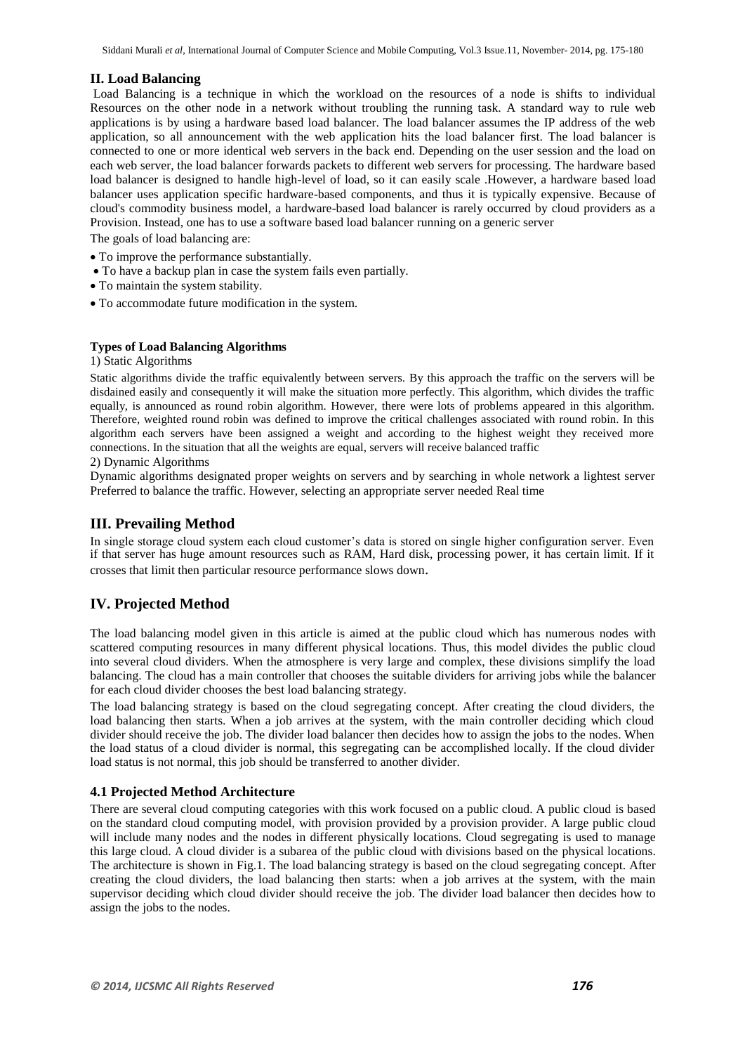## II. Load Balancing

Load Balancing is a technique in which the workload on the resources of a node is shifts to individual Resources on the other node in a network without troubling the running task. A standard way to rule web applications is by using a hardware based load balancer. The load balancer assumes the IP address of the web application, so all announcement with the web application hits the load balancer first. The load balancer is connected to one or more identical web servers in the back end. Depending on the user session and the load on each web server, the load balancer forwards packets to different web servers for processing. The hardware based load balancer is designed to handle high-level of load, so it can easily scale .However, a hardware based load balancer uses application specific hardware-based components, and thus it is typically expensive. Because of cloud's commodity business model, a hardware-based load balancer is rarely occurred by cloud providers as a Provision. Instead, one has to use a software based load balancer running on a generic server

The goals of load balancing are:

- To improve the performance substantially.
- To have a backup plan in case the system fails even partially.
- To maintain the system stability.
- To accommodate future modification in the system.

**Types of Load Balancing Algorithms**

1) Static Algorithms

Static algorithms divide the traffic equivalently between servers. By this approach the traffic on the servers will be disdained easily and consequently it will make the situation more perfectly. This algorithm, which divides the traffic equally, is announced as round robin algorithm. However, there were lots of problems appeared in this algorithm. Therefore, weighted round robin was defined to improve the critical challenges associated with round robin. In this algorithm each servers have been assigned a weight and according to the highest weight they received more connections. In the situation that all the weights are equal, servers will receive balanced traffic

2) Dynamic Algorithms

Dynamic algorithms designated proper weights on servers and by searching in whole network a lightest server Preferred to balance the traffic. However, selecting an appropriate server needed Real time

## III. Prevailing Method

In single storage cloud system each cloud customer's data is stored on single higher configuration server. Even if that server has huge amount resources such as RAM, Hard disk, processing power, it has certain limit. If it crosses that limit then particular resource performance slows down.

## IV. Projected Method

The load balancing model given in this article is aimed at the public cloud which has numerous nodes with scattered computing resources in many different physical locations. Thus, this model divides the public cloud into several cloud dividers. When the atmosphere is very large and complex, these divisions simplify the load balancing. The cloud has a main controller that chooses the suitable dividers for arriving jobs while the balancer for each cloud divider chooses the best load balancing strategy.

The load balancing strategy is based on the cloud segregating concept. After creating the cloud dividers, the load balancing then starts. When a job arrives at the system, with the main controller deciding which cloud divider should receive the job. The divider load balancer then decides how to assign the jobs to the nodes. When the load status of a cloud divider is normal, this segregating can be accomplished locally. If the cloud divider load status is not normal, this job should be transferred to another divider.

### 4.1 Projected Method Architecture

There are several cloud computing categories with this work focused on a public cloud. A public cloud is based on the standard cloud computing model, with provision provided by a provision provider. A large public cloud will include many nodes and the nodes in different physically locations. Cloud segregating is used to manage this large cloud. A cloud divider is a subarea of the public cloud with divisions based on the physical locations. The architecture is shown in Fig.1. The load balancing strategy is based on the cloud segregating concept. After creating the cloud dividers, the load balancing then starts: when a job arrives at the system, with the main supervisor deciding which cloud divider should receive the job. The divider load balancer then decides how to assign the jobs to the nodes.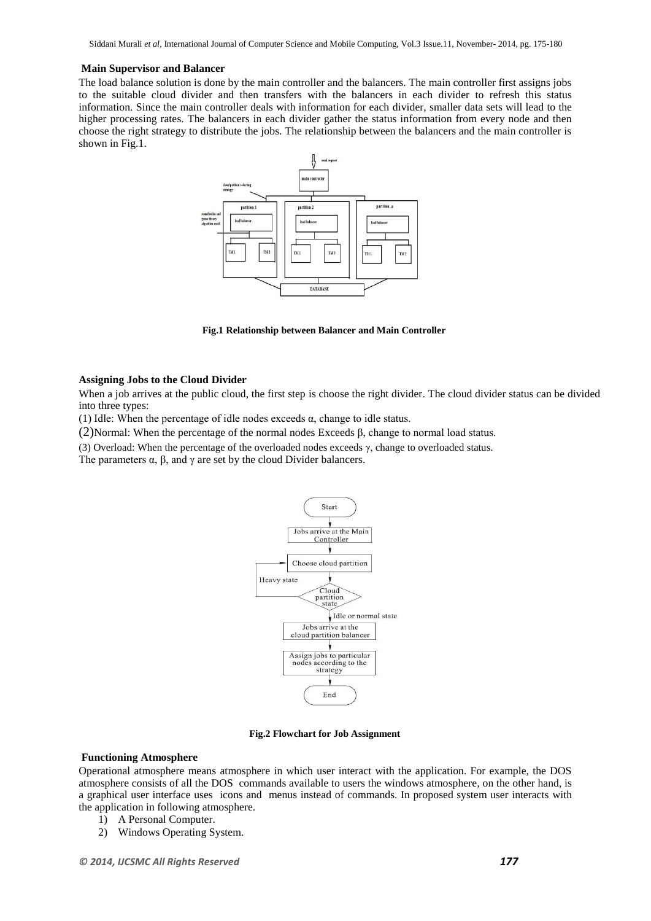### Main Supervisor and Balancer

The load balance solution is done by the main controller and the balancers. The main controller first assigns jobs to the suitable cloud divider and then transfers with the balancers in each divider to refresh this status information. Since the main controller deals with information for each divider, smaller data sets will lead to the higher processing rates. The balancers in each divider gather the status information from every node and then choose the right strategy to distribute the jobs. The relationship between the balancers and the main controller is shown in Fig.1.

**Fig.1 Relationship between Balancer and Main Controller**

### Assigning Jobs to the Cloud Divider

When a job arrives at the public cloud, the first step is choose the right divider. The cloud divider status can be divided into three types:

(1) Idle: When the percentage of idle nodes exceeds α, change to idle status.

(2)Normal: When the percentage of the normal nodes Exceeds β, change to normal load status.

(3) Overload: When the percentage of the overloaded nodes exceeds γ, change to overloaded status.

The parameters α, β, and γ are set by the cloud Divider balancers.

**Fig.2 Flowchart for Job Assignment**

### Functioning Atmosphere

Operational atmosphere means atmosphere in which user interact with the application. For example, the DOS atmosphere consists of all the DOS commands available to users the windows atmosphere, on the other hand, is a graphical user interface uses icons and menus instead of commands. In proposed system user interacts with the application in following atmosphere.

1) A Personal Computer.
2) Windows Operating System.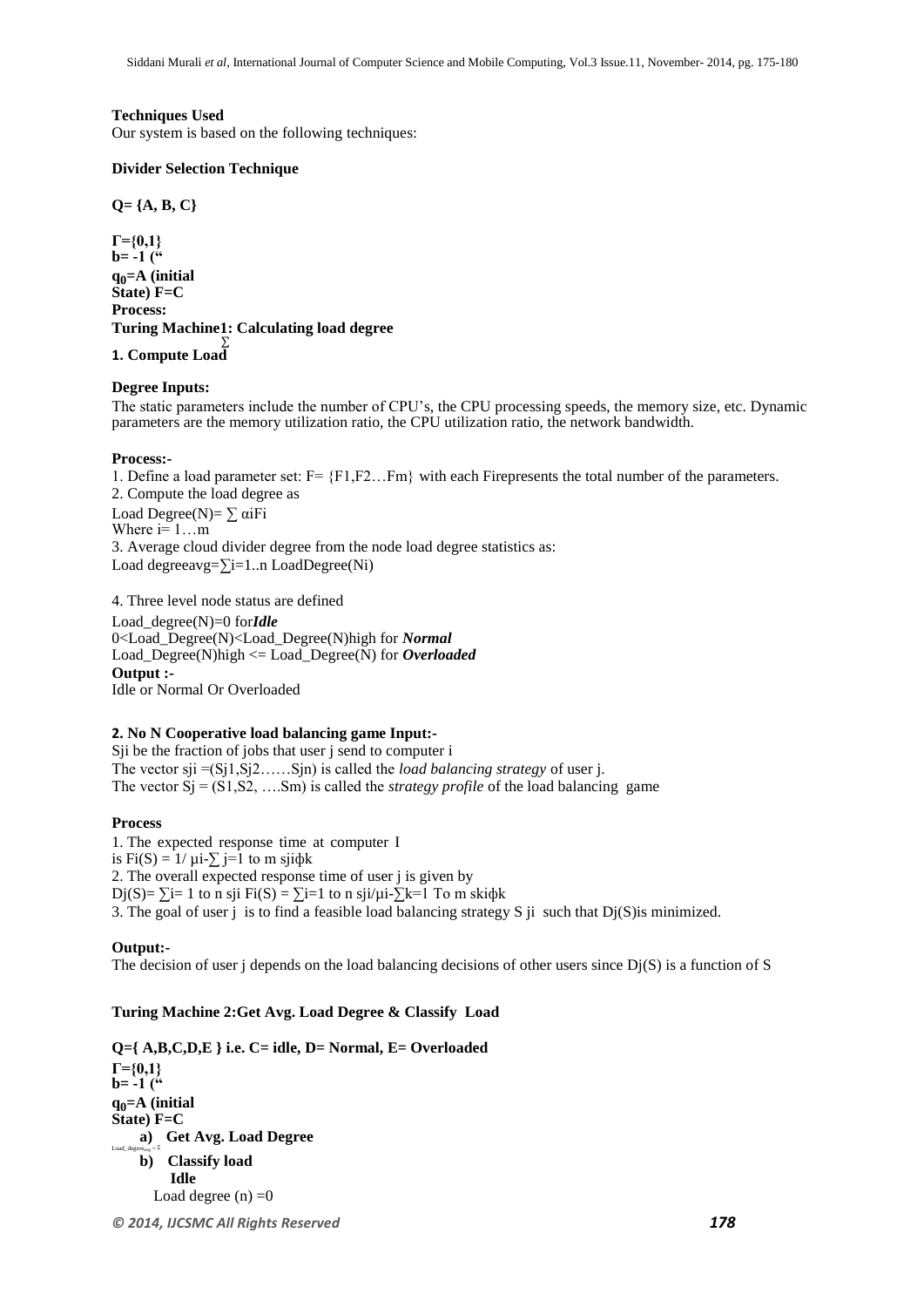**Techniques Used**

Our system is based on the following techniques:

**Divider Selection Technique**

**Q= {A, B, C}**

**Γ={0,1}**
**b= -1 ("**
**$q_0$=A (initial State) F=C**
**Process:**
**Turing Machine1: Calculating load degree**

**1. Compute Load ∑**

**Degree Inputs:**

The static parameters include the number of CPU's, the CPU processing speeds, the memory size, etc. Dynamic parameters are the memory utilization ratio, the CPU utilization ratio, the network bandwidth.

**Process:-**

1. Define a load parameter set: F= {F1,F2…Fm} with each Firepresents the total number of the parameters.
2. Compute the load degree as

Load Degree(N)= $\sum \alpha_i F_i$
Where i= 1…m

3. Average cloud divider degree from the node load degree statistics as:

Load degreeavg=$\sum_{i=1..n}$ LoadDegree($N_i$)

4. Three level node status are defined

Load_degree(N)=0 for ***Idle***
0<Load_Degree(N)<Load_Degree(N)high for ***Normal***
Load_Degree(N)high <= Load_Degree(N) for ***Overloaded***

**Output :-**

Idle or Normal Or Overloaded

**2. No N Cooperative load balancing game Input:-**

Sji be the fraction of jobs that user j send to computer i
The vector sji =(Sj1,Sj2……Sjn) is called the *load balancing strategy* of user j.
The vector Sj = (S1,S2, ….Sm) is called the *strategy profile* of the load balancing game

**Process**

1. The expected response time at computer I is $F_i(S) = 1/ \mu_i - \sum_{j=1 \text{ to } m} s_{ji} \phi_k$
2. The overall expected response time of user j is given by
$D_j(S) = \sum_{i=1 \text{ to } n} s_{ji} F_i(S) = \sum_{i=1 \text{ to } n} s_{ji}/\mu_i - \sum_{k=1 \text{ To } m} s_{ki} \phi_k$
3. The goal of user j is to find a feasible load balancing strategy S ji such that Dj(S)is minimized.

**Output:-**

The decision of user j depends on the load balancing decisions of other users since Dj(S) is a function of S

**Turing Machine 2:Get Avg. Load Degree & Classify Load**

**Q={ A,B,C,D,E } i.e. C= idle, D= Normal, E= Overloaded**
**Γ={0,1}**
**b= -1 ("**
**$q_0$=A (initial State) F=C**

a) **Get Avg. Load Degree**

Load_degree$_{avg}$ = ∑

b) **Classify load**

**Idle**

Load degree (n) =0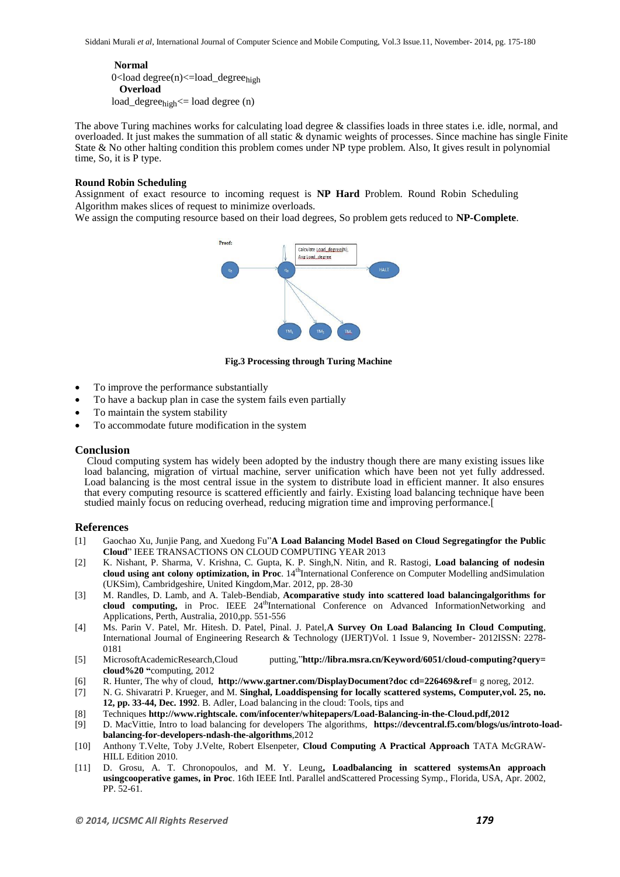**Normal**

0<load degree(n)<=load_degree$_{high}$

**Overload**

load_degree$_{high}$<= load degree (n)

The above Turing machines works for calculating load degree & classifies loads in three states i.e. idle, normal, and overloaded. It just makes the summation of all static & dynamic weights of processes. Since machine has single Finite State & No other halting condition this problem comes under NP type problem. Also, It gives result in polynomial time, So, it is P type.

**Round Robin Scheduling**

Assignment of exact resource to incoming request is **NP Hard** Problem. Round Robin Scheduling Algorithm makes slices of request to minimize overloads.

We assign the computing resource based on their load degrees, So problem gets reduced to **NP-Complete**.

**Fig.3 Processing through Turing Machine**

- To improve the performance substantially
- To have a backup plan in case the system fails even partially
- To maintain the system stability
- To accommodate future modification in the system

## Conclusion

Cloud computing system has widely been adopted by the industry though there are many existing issues like load balancing, migration of virtual machine, server unification which have been not yet fully addressed. Load balancing is the most central issue in the system to distribute load in efficient manner. It also ensures that every computing resource is scattered efficiently and fairly. Existing load balancing technique have been studied mainly focus on reducing overhead, reducing migration time and improving performance.[

## References

[1] Gaochao Xu, Junjie Pang, and Xuedong Fu"**A Load Balancing Model Based on Cloud Segregatingfor the Public Cloud**" IEEE TRANSACTIONS ON CLOUD COMPUTING YEAR 2013

[2] K. Nishant, P. Sharma, V. Krishna, C. Gupta, K. P. Singh,N. Nitin, and R. Rastogi, **Load balancing of nodesin cloud using ant colony optimization, in Proc**. 14th International Conference on Computer Modelling andSimulation (UKSim), Cambridgeshire, United Kingdom,Mar. 2012, pp. 28-30

[3] M. Randles, D. Lamb, and A. Taleb-Bendiab, **Acomparative study into scattered load balancingalgorithms for cloud computing,** in Proc. IEEE 24th International Conference on Advanced InformationNetworking and Applications, Perth, Australia, 2010,pp. 551-556

[4] Ms. Parin V. Patel, Mr. Hitesh. D. Patel, Pinal. J. Patel,**A Survey On Load Balancing In Cloud Computing**, International Journal of Engineering Research & Technology (IJERT)Vol. 1 Issue 9, November- 2012ISSN: 2278-0181

[5] MicrosoftAcademicResearch,Cloud putting,"**http://libra.msra.cn/Keyword/6051/cloud-computing?query=cloud%20 "**computing, 2012

[6] R. Hunter, The why of cloud, **http://www.gartner.com/DisplayDocument?doc cd=226469&ref**= g noreg, 2012.

[7] N. G. Shivaratri P. Krueger, and M. **Singhal, Loaddispensing for locally scattered systems, Computer,vol. 25, no. 12, pp. 33-44, Dec. 1992**. B. Adler, Load balancing in the cloud: Tools, tips and

[8] Techniques **http://www.rightscale. com/infocenter/whitepapers/Load-Balancing-in-the-Cloud.pdf,2012**

[9] D. MacVittie, Intro to load balancing for developers The algorithms, **https://devcentral.f5.com/blogs/us/introto-load-balancing-for-developers-ndash-the-algorithms**,2012

[10] Anthony T.Velte, Toby J.Velte, Robert Elsenpeter, **Cloud Computing A Practical Approach** TATA McGRAW-HILL Edition 2010.

[11] D. Grosu, A. T. Chronopoulos, and M. Y. Leung**, Loadbalancing in scattered systemsAn approach usingcooperative games, in Proc**. 16th IEEE Intl. Parallel andScattered Processing Symp., Florida, USA, Apr. 2002, PP. 52-61.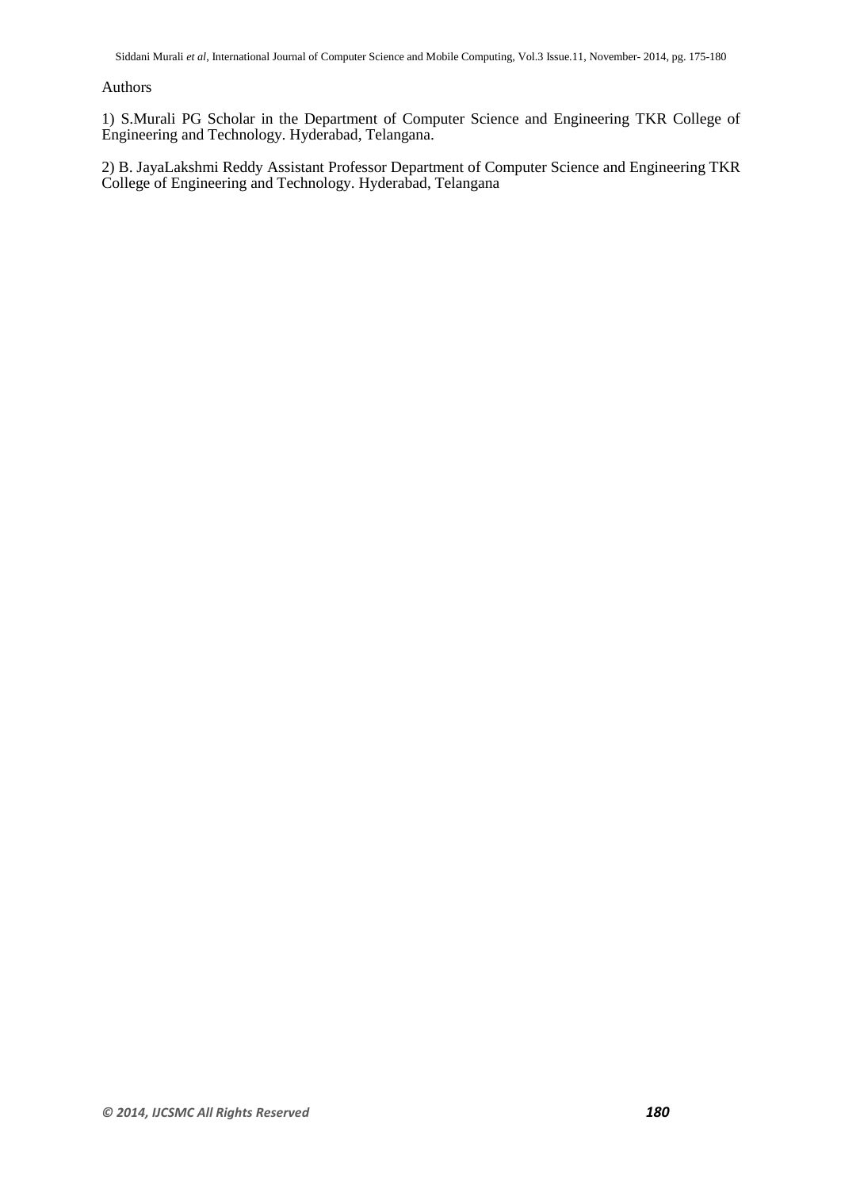Authors

1) S.Murali PG Scholar in the Department of Computer Science and Engineering TKR College of Engineering and Technology. Hyderabad, Telangana.

2) B. JayaLakshmi Reddy Assistant Professor Department of Computer Science and Engineering TKR College of Engineering and Technology. Hyderabad, Telangana